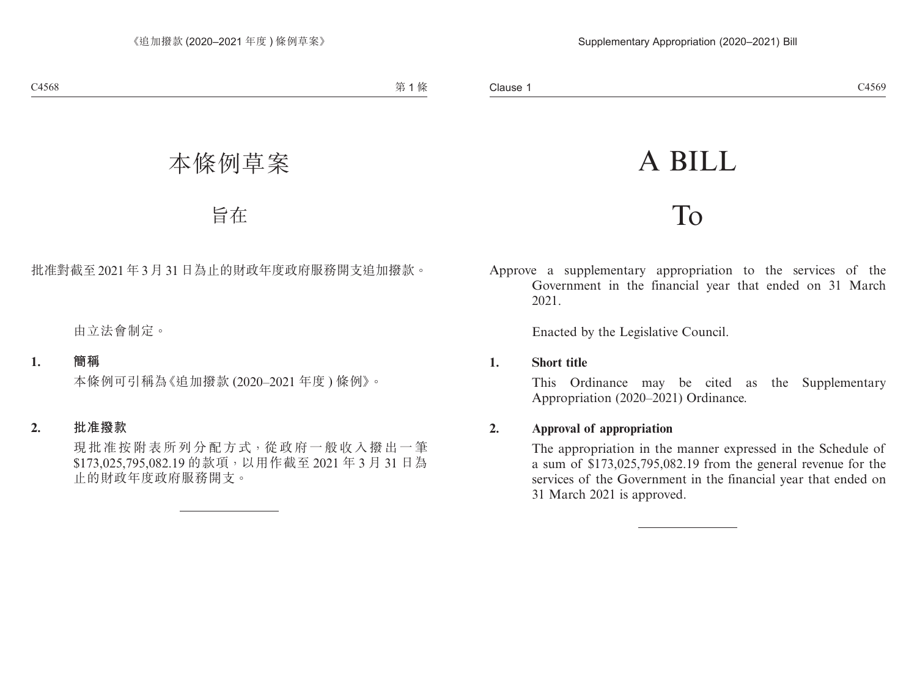# 本條例草案

## 旨在

批准對截至 2021 年 3 月 31 日為止的財政年度政府服務開支追加撥款。

由立法會制定。

**1. 簡稱**

本條例可引稱為《追加撥款 (2020–2021 年度 ) 條例》。

**2. 批准撥款**

現批准按附表所列分配方式，從政府一般收入撥出一筆 $173,025,795,082.19 的款項，以用作截至 2021 年 3 月 31 日為止的財政年度政府服務開支。

---

# A BILL

## To

Approve a supplementary appropriation to the services of the Government in the financial year that ended on 31 March 2021.

Enacted by the Legislative Council.

**1. Short title**

This Ordinance may be cited as the Supplementary Appropriation (2020–2021) Ordinance.

**2. Approval of appropriation**

The appropriation in the manner expressed in the Schedule of a sum of $173,025,795,082.19 from the general revenue for the services of the Government in the financial year that ended on 31 March 2021 is approved.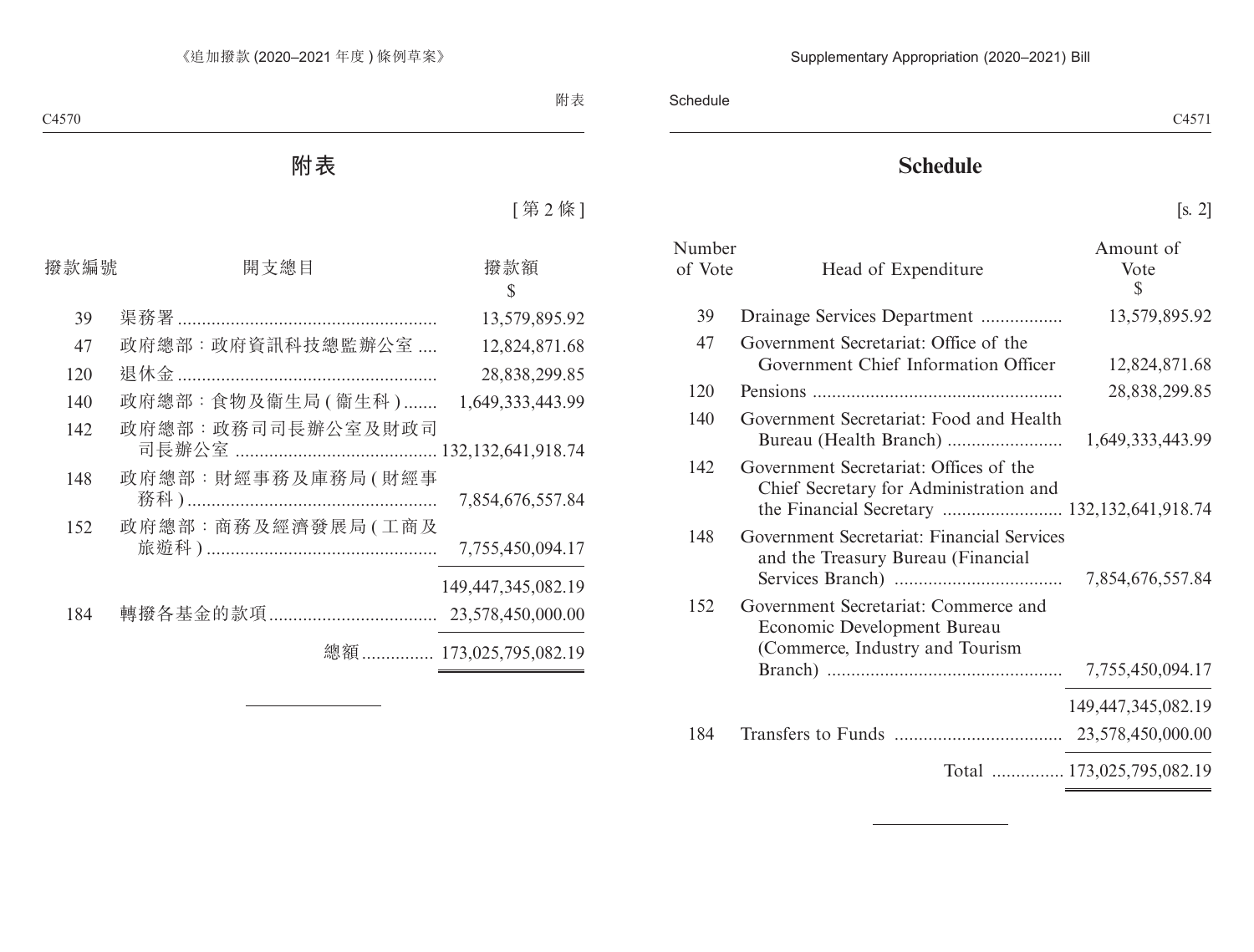# 附表

[ 第 2 條 ]

| 撥款編號 | 開支總目 | 撥款額 $ |
|---|---|---|
| 39 | 渠務署 | 13,579,895.92 |
| 47 | 政府總部：政府資訊科技總監辦公室 | 12,824,871.68 |
| 120 | 退休金 | 28,838,299.85 |
| 140 | 政府總部：食物及衞生局 ( 衞生科 ) | 1,649,333,443.99 |
| 142 | 政府總部：政務司司長辦公室及財政司司長辦公室 | 132,132,641,918.74 |
| 148 | 政府總部：財經事務及庫務局 ( 財經事務科 ) | 7,854,676,557.84 |
| 152 | 政府總部：商務及經濟發展局 ( 工商及旅遊科 ) | 7,755,450,094.17 |
| | | 149,447,345,082.19 |
| 184 | 轉撥各基金的款項 | 23,578,450,000.00 |
| | 總額 | 173,025,795,082.19 |

# Schedule

[s. 2]

| Number of Vote | Head of Expenditure | Amount of Vote $ |
|---|---|---|
| 39 | Drainage Services Department | 13,579,895.92 |
| 47 | Government Secretariat: Office of the Government Chief Information Officer | 12,824,871.68 |
| 120 | Pensions | 28,838,299.85 |
| 140 | Government Secretariat: Food and Health Bureau (Health Branch) | 1,649,333,443.99 |
| 142 | Government Secretariat: Offices of the Chief Secretary for Administration and the Financial Secretary | 132,132,641,918.74 |
| 148 | Government Secretariat: Financial Services and the Treasury Bureau (Financial Services Branch) | 7,854,676,557.84 |
| 152 | Government Secretariat: Commerce and Economic Development Bureau (Commerce, Industry and Tourism Branch) | 7,755,450,094.17 |
| | | 149,447,345,082.19 |
| 184 | Transfers to Funds | 23,578,450,000.00 |
| | Total | 173,025,795,082.19 |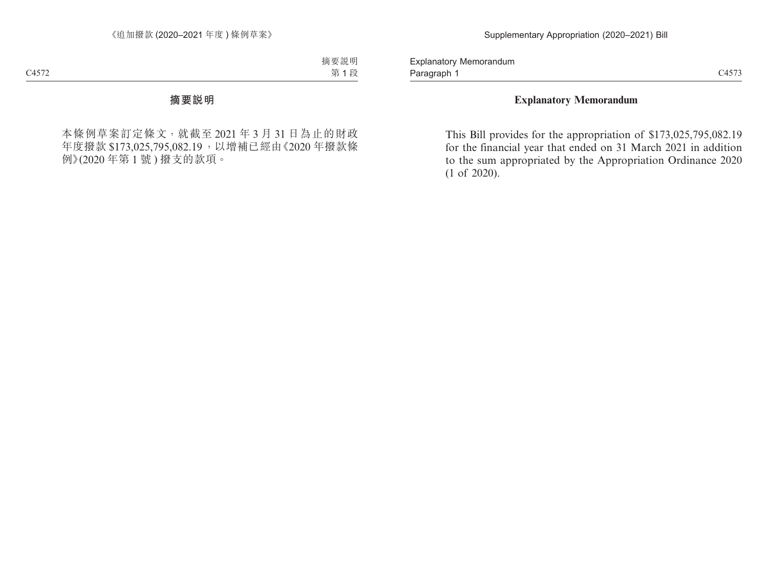## 摘要說明

本條例草案訂定條文，就截至 2021 年 3 月 31 日為止的財政年度撥款 $173,025,795,082.19，以增補已經由《2020 年撥款條例》(2020 年第 1 號 ) 撥支的款項。

## Explanatory Memorandum

This Bill provides for the appropriation of $173,025,795,082.19 for the financial year that ended on 31 March 2021 in addition to the sum appropriated by the Appropriation Ordinance 2020 (1 of 2020).